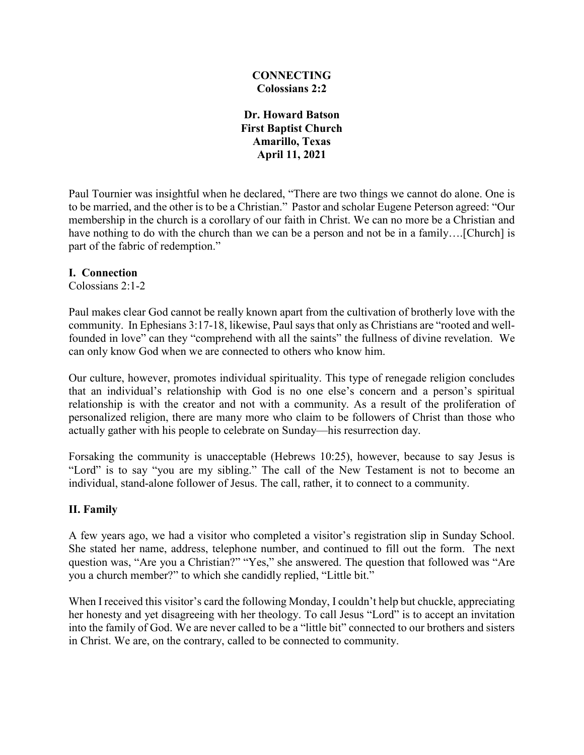# CONNECTING
## Colossians 2:2

**Dr. Howard Batson**
**First Baptist Church**
**Amarillo, Texas**
**April 11, 2021**

Paul Tournier was insightful when he declared, "There are two things we cannot do alone. One is to be married, and the other is to be a Christian." Pastor and scholar Eugene Peterson agreed: "Our membership in the church is a corollary of our faith in Christ. We can no more be a Christian and have nothing to do with the church than we can be a person and not be in a family….[Church] is part of the fabric of redemption."

### I. Connection

Colossians 2:1-2

Paul makes clear God cannot be really known apart from the cultivation of brotherly love with the community. In Ephesians 3:17-18, likewise, Paul says that only as Christians are "rooted and well-founded in love" can they "comprehend with all the saints" the fullness of divine revelation. We can only know God when we are connected to others who know him.

Our culture, however, promotes individual spirituality. This type of renegade religion concludes that an individual's relationship with God is no one else's concern and a person's spiritual relationship is with the creator and not with a community. As a result of the proliferation of personalized religion, there are many more who claim to be followers of Christ than those who actually gather with his people to celebrate on Sunday—his resurrection day.

Forsaking the community is unacceptable (Hebrews 10:25), however, because to say Jesus is "Lord" is to say "you are my sibling." The call of the New Testament is not to become an individual, stand-alone follower of Jesus. The call, rather, it to connect to a community.

### II. Family

A few years ago, we had a visitor who completed a visitor's registration slip in Sunday School. She stated her name, address, telephone number, and continued to fill out the form. The next question was, "Are you a Christian?" "Yes," she answered. The question that followed was "Are you a church member?" to which she candidly replied, "Little bit."

When I received this visitor's card the following Monday, I couldn't help but chuckle, appreciating her honesty and yet disagreeing with her theology. To call Jesus "Lord" is to accept an invitation into the family of God. We are never called to be a "little bit" connected to our brothers and sisters in Christ. We are, on the contrary, called to be connected to community.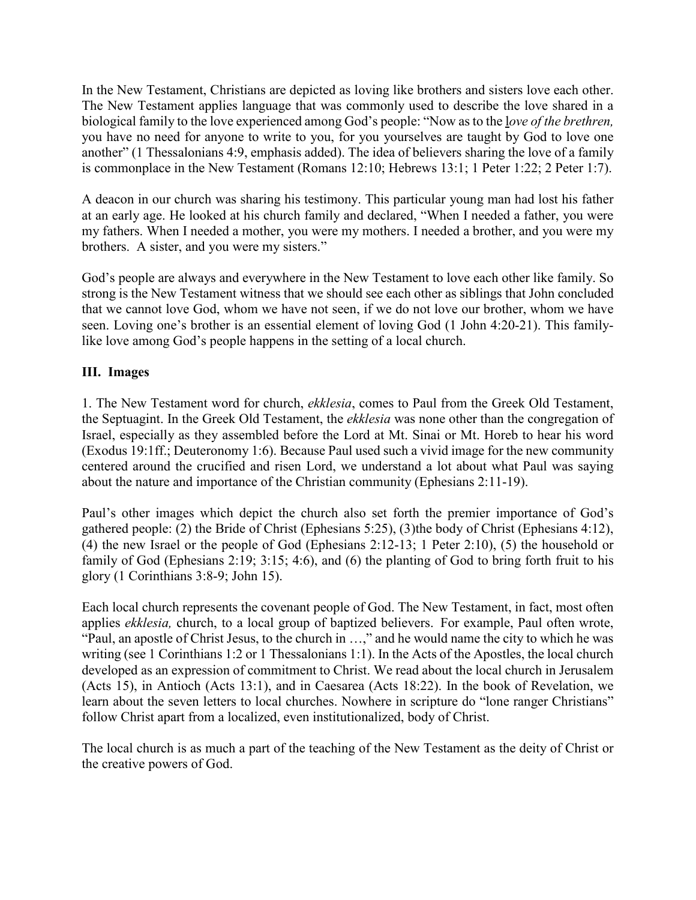In the New Testament, Christians are depicted as loving like brothers and sisters love each other. The New Testament applies language that was commonly used to describe the love shared in a biological family to the love experienced among God's people: "Now as to the *love of the brethren,* you have no need for anyone to write to you, for you yourselves are taught by God to love one another" (1 Thessalonians 4:9, emphasis added). The idea of believers sharing the love of a family is commonplace in the New Testament (Romans 12:10; Hebrews 13:1; 1 Peter 1:22; 2 Peter 1:7).

A deacon in our church was sharing his testimony. This particular young man had lost his father at an early age. He looked at his church family and declared, "When I needed a father, you were my fathers. When I needed a mother, you were my mothers. I needed a brother, and you were my brothers. A sister, and you were my sisters."

God's people are always and everywhere in the New Testament to love each other like family. So strong is the New Testament witness that we should see each other as siblings that John concluded that we cannot love God, whom we have not seen, if we do not love our brother, whom we have seen. Loving one's brother is an essential element of loving God (1 John 4:20-21). This family-like love among God's people happens in the setting of a local church.

### III. Images

1. The New Testament word for church, *ekklesia*, comes to Paul from the Greek Old Testament, the Septuagint. In the Greek Old Testament, the *ekklesia* was none other than the congregation of Israel, especially as they assembled before the Lord at Mt. Sinai or Mt. Horeb to hear his word (Exodus 19:1ff.; Deuteronomy 1:6). Because Paul used such a vivid image for the new community centered around the crucified and risen Lord, we understand a lot about what Paul was saying about the nature and importance of the Christian community (Ephesians 2:11-19).

Paul's other images which depict the church also set forth the premier importance of God's gathered people: (2) the Bride of Christ (Ephesians 5:25), (3)the body of Christ (Ephesians 4:12), (4) the new Israel or the people of God (Ephesians 2:12-13; 1 Peter 2:10), (5) the household or family of God (Ephesians 2:19; 3:15; 4:6), and (6) the planting of God to bring forth fruit to his glory (1 Corinthians 3:8-9; John 15).

Each local church represents the covenant people of God. The New Testament, in fact, most often applies *ekklesia,* church, to a local group of baptized believers. For example, Paul often wrote, "Paul, an apostle of Christ Jesus, to the church in …," and he would name the city to which he was writing (see 1 Corinthians 1:2 or 1 Thessalonians 1:1). In the Acts of the Apostles, the local church developed as an expression of commitment to Christ. We read about the local church in Jerusalem (Acts 15), in Antioch (Acts 13:1), and in Caesarea (Acts 18:22). In the book of Revelation, we learn about the seven letters to local churches. Nowhere in scripture do "lone ranger Christians" follow Christ apart from a localized, even institutionalized, body of Christ.

The local church is as much a part of the teaching of the New Testament as the deity of Christ or the creative powers of God.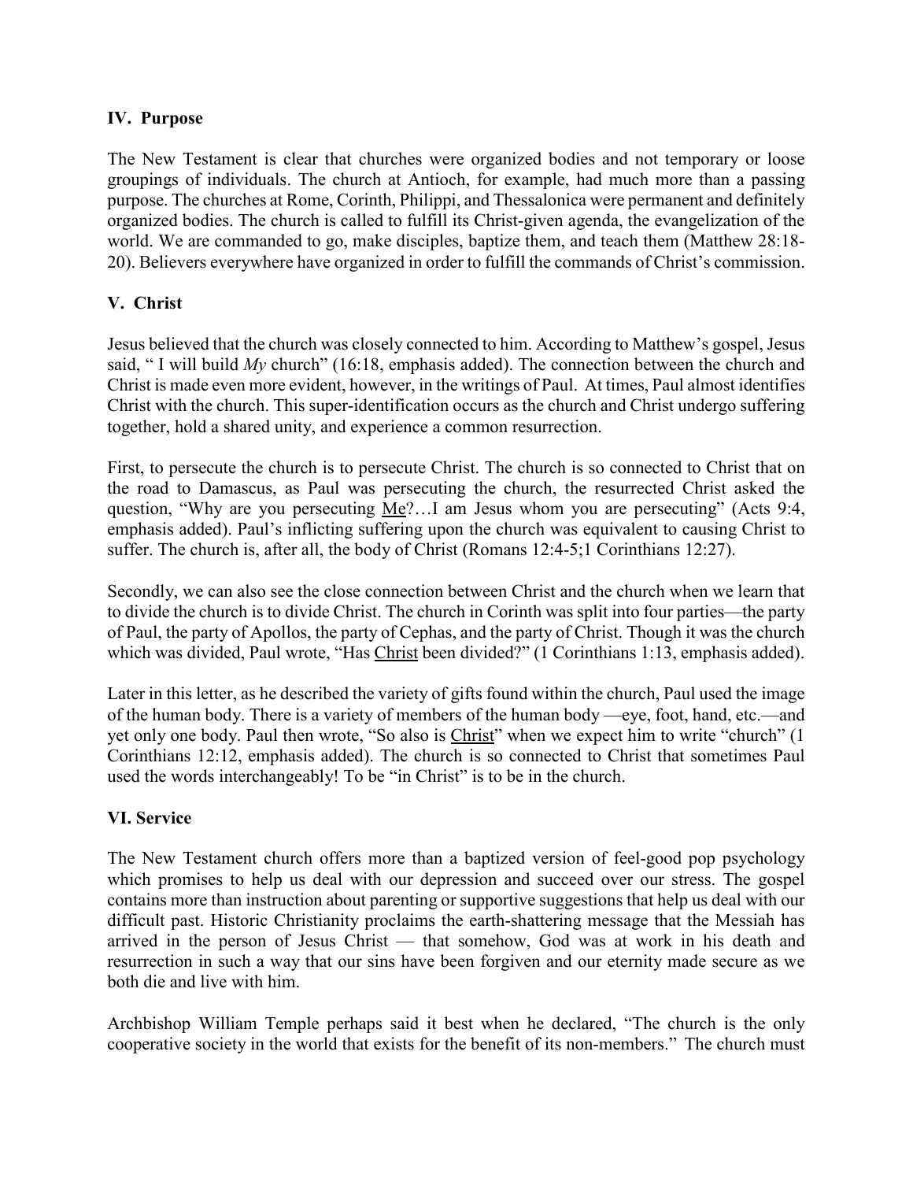### IV. Purpose

The New Testament is clear that churches were organized bodies and not temporary or loose groupings of individuals. The church at Antioch, for example, had much more than a passing purpose. The churches at Rome, Corinth, Philippi, and Thessalonica were permanent and definitely organized bodies. The church is called to fulfill its Christ-given agenda, the evangelization of the world. We are commanded to go, make disciples, baptize them, and teach them (Matthew 28:18-20). Believers everywhere have organized in order to fulfill the commands of Christ's commission.

### V. Christ

Jesus believed that the church was closely connected to him. According to Matthew's gospel, Jesus said, " I will build *My* church" (16:18, emphasis added). The connection between the church and Christ is made even more evident, however, in the writings of Paul. At times, Paul almost identifies Christ with the church. This super-identification occurs as the church and Christ undergo suffering together, hold a shared unity, and experience a common resurrection.

First, to persecute the church is to persecute Christ. The church is so connected to Christ that on the road to Damascus, as Paul was persecuting the church, the resurrected Christ asked the question, "Why are you persecuting <u>Me</u>?…I am Jesus whom you are persecuting" (Acts 9:4, emphasis added). Paul's inflicting suffering upon the church was equivalent to causing Christ to suffer. The church is, after all, the body of Christ (Romans 12:4-5;1 Corinthians 12:27).

Secondly, we can also see the close connection between Christ and the church when we learn that to divide the church is to divide Christ. The church in Corinth was split into four parties—the party of Paul, the party of Apollos, the party of Cephas, and the party of Christ. Though it was the church which was divided, Paul wrote, "Has <u>Christ</u> been divided?" (1 Corinthians 1:13, emphasis added).

Later in this letter, as he described the variety of gifts found within the church, Paul used the image of the human body. There is a variety of members of the human body —eye, foot, hand, etc.—and yet only one body. Paul then wrote, "So also is <u>Christ</u>" when we expect him to write "church" (1 Corinthians 12:12, emphasis added). The church is so connected to Christ that sometimes Paul used the words interchangeably! To be "in Christ" is to be in the church.

### VI. Service

The New Testament church offers more than a baptized version of feel-good pop psychology which promises to help us deal with our depression and succeed over our stress. The gospel contains more than instruction about parenting or supportive suggestions that help us deal with our difficult past. Historic Christianity proclaims the earth-shattering message that the Messiah has arrived in the person of Jesus Christ — that somehow, God was at work in his death and resurrection in such a way that our sins have been forgiven and our eternity made secure as we both die and live with him.

Archbishop William Temple perhaps said it best when he declared, "The church is the only cooperative society in the world that exists for the benefit of its non-members." The church must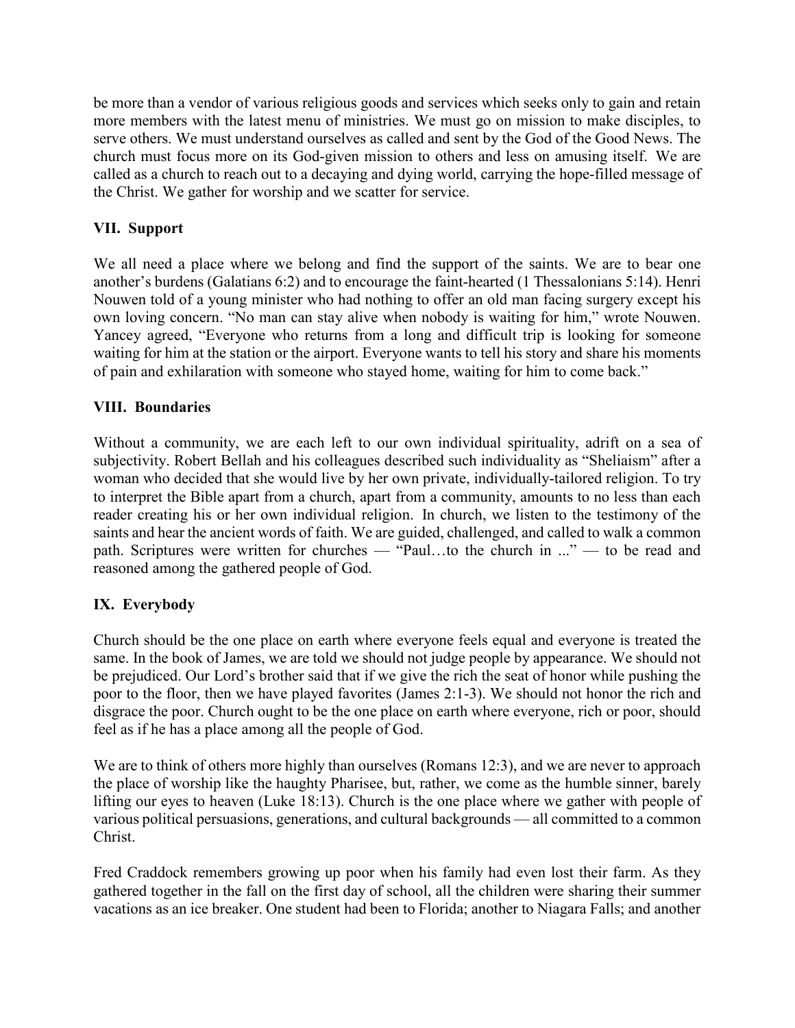be more than a vendor of various religious goods and services which seeks only to gain and retain more members with the latest menu of ministries. We must go on mission to make disciples, to serve others. We must understand ourselves as called and sent by the God of the Good News. The church must focus more on its God-given mission to others and less on amusing itself. We are called as a church to reach out to a decaying and dying world, carrying the hope-filled message of the Christ. We gather for worship and we scatter for service.

## VII. Support

We all need a place where we belong and find the support of the saints. We are to bear one another's burdens (Galatians 6:2) and to encourage the faint-hearted (1 Thessalonians 5:14). Henri Nouwen told of a young minister who had nothing to offer an old man facing surgery except his own loving concern. "No man can stay alive when nobody is waiting for him," wrote Nouwen. Yancey agreed, "Everyone who returns from a long and difficult trip is looking for someone waiting for him at the station or the airport. Everyone wants to tell his story and share his moments of pain and exhilaration with someone who stayed home, waiting for him to come back."

## VIII. Boundaries

Without a community, we are each left to our own individual spirituality, adrift on a sea of subjectivity. Robert Bellah and his colleagues described such individuality as "Sheliaism" after a woman who decided that she would live by her own private, individually-tailored religion. To try to interpret the Bible apart from a church, apart from a community, amounts to no less than each reader creating his or her own individual religion. In church, we listen to the testimony of the saints and hear the ancient words of faith. We are guided, challenged, and called to walk a common path. Scriptures were written for churches — "Paul…to the church in ..." — to be read and reasoned among the gathered people of God.

## IX. Everybody

Church should be the one place on earth where everyone feels equal and everyone is treated the same. In the book of James, we are told we should not judge people by appearance. We should not be prejudiced. Our Lord's brother said that if we give the rich the seat of honor while pushing the poor to the floor, then we have played favorites (James 2:1-3). We should not honor the rich and disgrace the poor. Church ought to be the one place on earth where everyone, rich or poor, should feel as if he has a place among all the people of God.

We are to think of others more highly than ourselves (Romans 12:3), and we are never to approach the place of worship like the haughty Pharisee, but, rather, we come as the humble sinner, barely lifting our eyes to heaven (Luke 18:13). Church is the one place where we gather with people of various political persuasions, generations, and cultural backgrounds — all committed to a common Christ.

Fred Craddock remembers growing up poor when his family had even lost their farm. As they gathered together in the fall on the first day of school, all the children were sharing their summer vacations as an ice breaker. One student had been to Florida; another to Niagara Falls; and another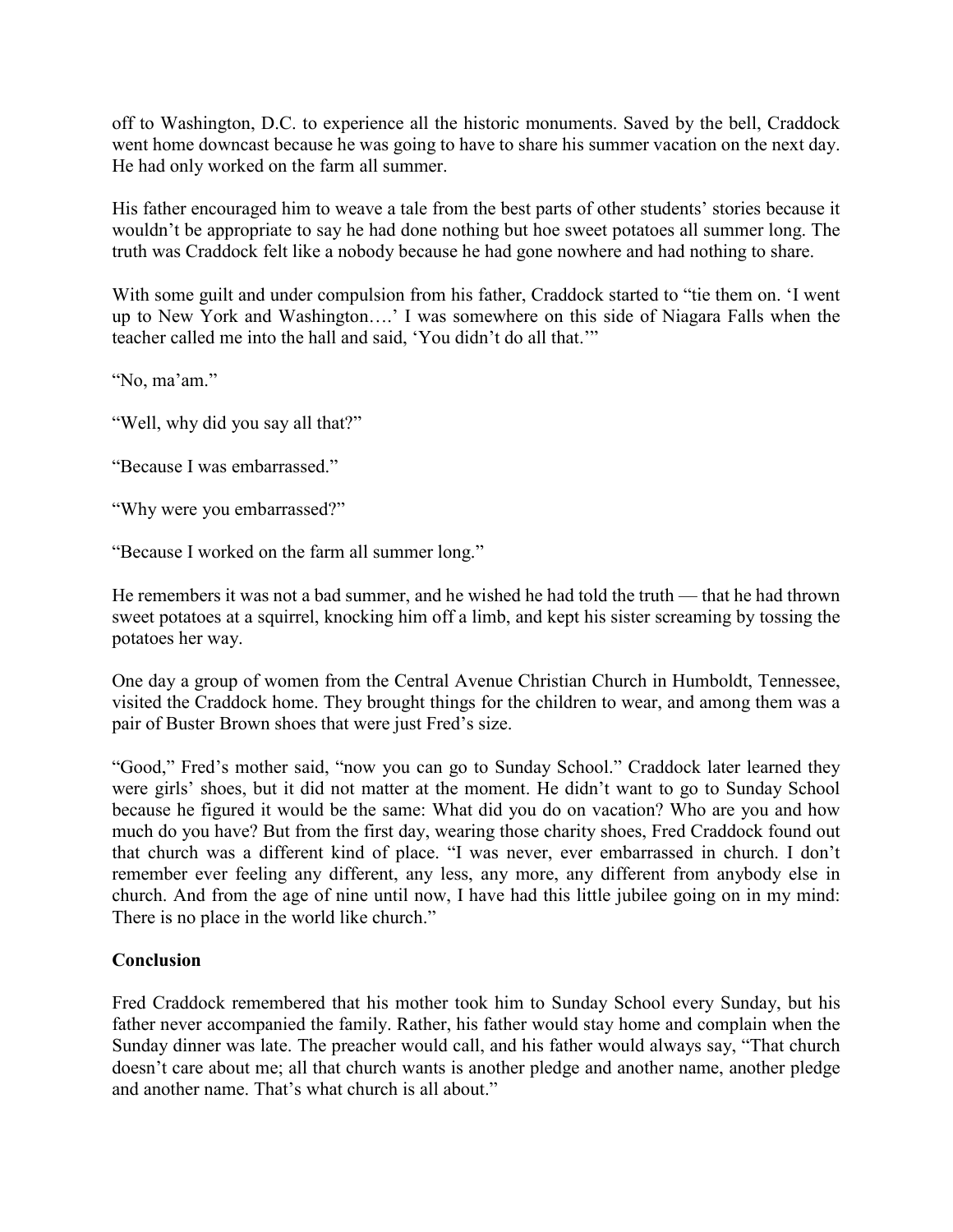off to Washington, D.C. to experience all the historic monuments. Saved by the bell, Craddock went home downcast because he was going to have to share his summer vacation on the next day. He had only worked on the farm all summer.

His father encouraged him to weave a tale from the best parts of other students' stories because it wouldn't be appropriate to say he had done nothing but hoe sweet potatoes all summer long. The truth was Craddock felt like a nobody because he had gone nowhere and had nothing to share.

With some guilt and under compulsion from his father, Craddock started to "tie them on. 'I went up to New York and Washington….' I was somewhere on this side of Niagara Falls when the teacher called me into the hall and said, 'You didn't do all that.'"

"No, ma'am."

"Well, why did you say all that?"

"Because I was embarrassed."

"Why were you embarrassed?"

"Because I worked on the farm all summer long."

He remembers it was not a bad summer, and he wished he had told the truth — that he had thrown sweet potatoes at a squirrel, knocking him off a limb, and kept his sister screaming by tossing the potatoes her way.

One day a group of women from the Central Avenue Christian Church in Humboldt, Tennessee, visited the Craddock home. They brought things for the children to wear, and among them was a pair of Buster Brown shoes that were just Fred's size.

"Good," Fred's mother said, "now you can go to Sunday School." Craddock later learned they were girls' shoes, but it did not matter at the moment. He didn't want to go to Sunday School because he figured it would be the same: What did you do on vacation? Who are you and how much do you have? But from the first day, wearing those charity shoes, Fred Craddock found out that church was a different kind of place. "I was never, ever embarrassed in church. I don't remember ever feeling any different, any less, any more, any different from anybody else in church. And from the age of nine until now, I have had this little jubilee going on in my mind: There is no place in the world like church."

**Conclusion**

Fred Craddock remembered that his mother took him to Sunday School every Sunday, but his father never accompanied the family. Rather, his father would stay home and complain when the Sunday dinner was late. The preacher would call, and his father would always say, "That church doesn't care about me; all that church wants is another pledge and another name, another pledge and another name. That's what church is all about."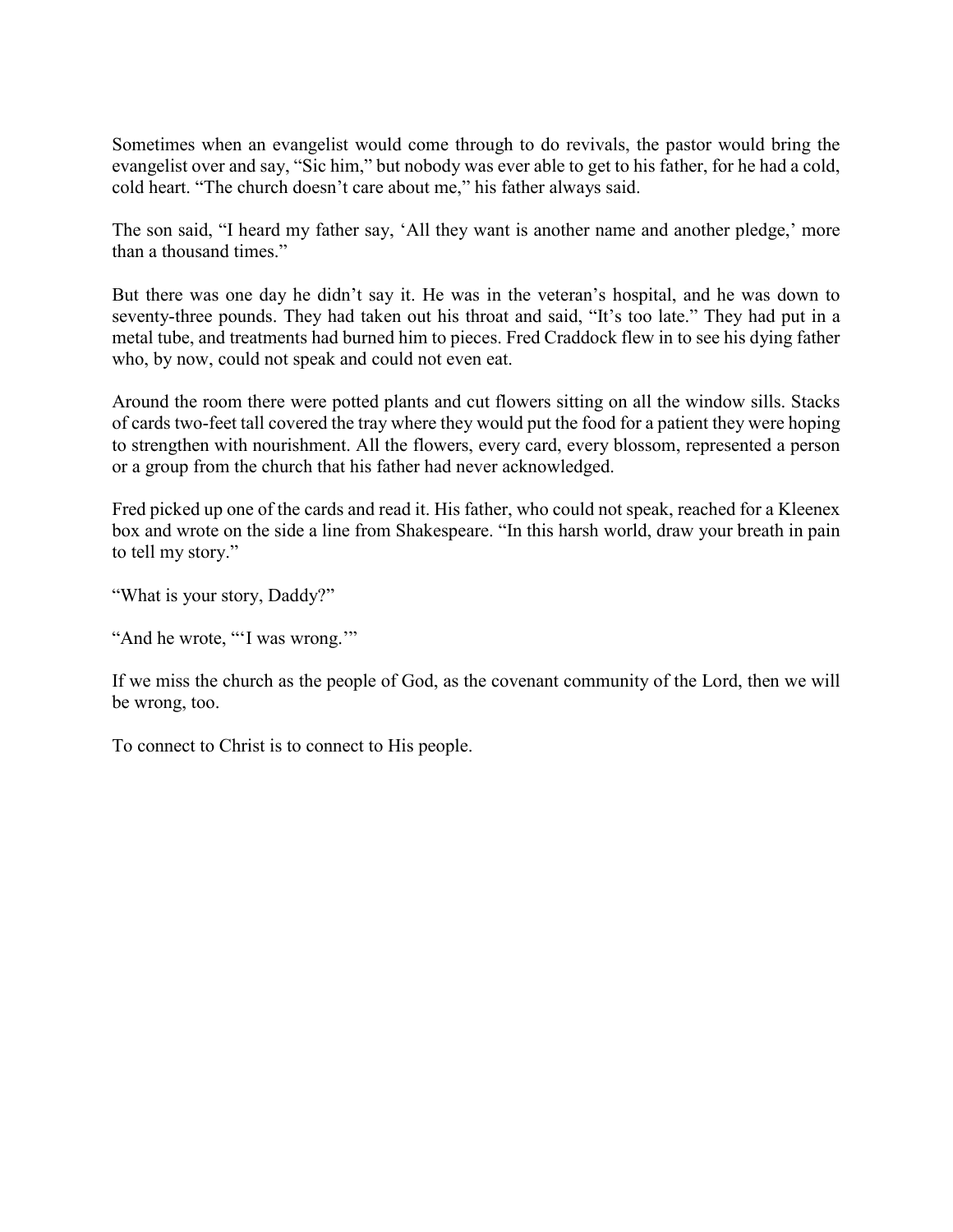Sometimes when an evangelist would come through to do revivals, the pastor would bring the evangelist over and say, "Sic him," but nobody was ever able to get to his father, for he had a cold, cold heart. "The church doesn't care about me," his father always said.

The son said, "I heard my father say, 'All they want is another name and another pledge,' more than a thousand times."

But there was one day he didn't say it. He was in the veteran's hospital, and he was down to seventy-three pounds. They had taken out his throat and said, "It's too late." They had put in a metal tube, and treatments had burned him to pieces. Fred Craddock flew in to see his dying father who, by now, could not speak and could not even eat.

Around the room there were potted plants and cut flowers sitting on all the window sills. Stacks of cards two-feet tall covered the tray where they would put the food for a patient they were hoping to strengthen with nourishment. All the flowers, every card, every blossom, represented a person or a group from the church that his father had never acknowledged.

Fred picked up one of the cards and read it. His father, who could not speak, reached for a Kleenex box and wrote on the side a line from Shakespeare. "In this harsh world, draw your breath in pain to tell my story."

"What is your story, Daddy?"

"And he wrote, "'I was wrong.'"

If we miss the church as the people of God, as the covenant community of the Lord, then we will be wrong, too.

To connect to Christ is to connect to His people.